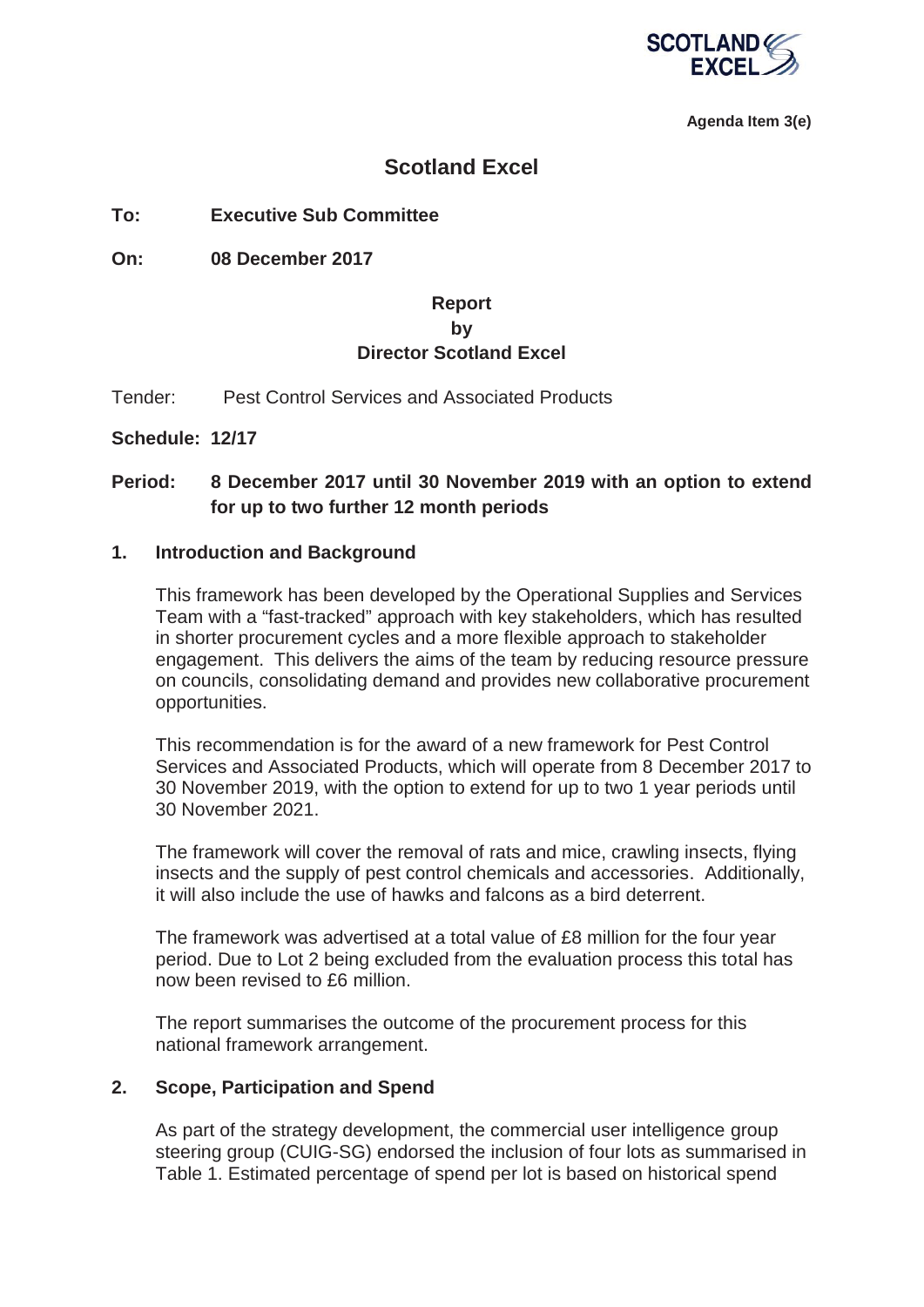Agenda Item 3(e)

# Scotland Excel

**To:** **Executive Sub Committee**

**On:** **08 December 2017**

**Report**
**by**
**Director Scotland Excel**

Tender: Pest Control Services and Associated Products

**Schedule: 12/17**

**Period: 8 December 2017 until 30 November 2019 with an option to extend for up to two further 12 month periods**

## 1. Introduction and Background

This framework has been developed by the Operational Supplies and Services Team with a "fast-tracked" approach with key stakeholders, which has resulted in shorter procurement cycles and a more flexible approach to stakeholder engagement. This delivers the aims of the team by reducing resource pressure on councils, consolidating demand and provides new collaborative procurement opportunities.

This recommendation is for the award of a new framework for Pest Control Services and Associated Products, which will operate from 8 December 2017 to 30 November 2019, with the option to extend for up to two 1 year periods until 30 November 2021.

The framework will cover the removal of rats and mice, crawling insects, flying insects and the supply of pest control chemicals and accessories. Additionally, it will also include the use of hawks and falcons as a bird deterrent.

The framework was advertised at a total value of £8 million for the four year period. Due to Lot 2 being excluded from the evaluation process this total has now been revised to £6 million.

The report summarises the outcome of the procurement process for this national framework arrangement.

## 2. Scope, Participation and Spend

As part of the strategy development, the commercial user intelligence group steering group (CUIG-SG) endorsed the inclusion of four lots as summarised in Table 1. Estimated percentage of spend per lot is based on historical spend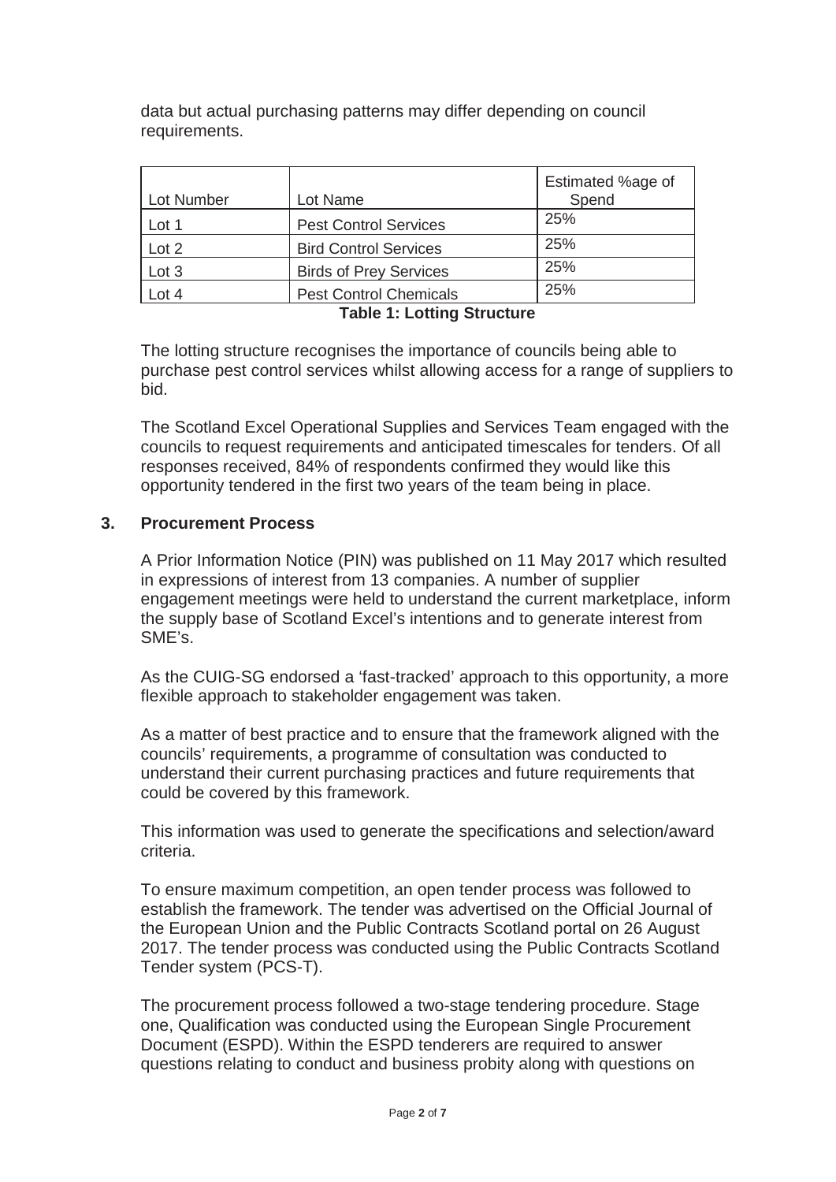data but actual purchasing patterns may differ depending on council requirements.

| Lot Number | Lot Name | Estimated %age of Spend |
|---|---|---|
| Lot 1 | Pest Control Services | 25% |
| Lot 2 | Bird Control Services | 25% |
| Lot 3 | Birds of Prey Services | 25% |
| Lot 4 | Pest Control Chemicals | 25% |

**Table 1: Lotting Structure**

The lotting structure recognises the importance of councils being able to purchase pest control services whilst allowing access for a range of suppliers to bid.

The Scotland Excel Operational Supplies and Services Team engaged with the councils to request requirements and anticipated timescales for tenders. Of all responses received, 84% of respondents confirmed they would like this opportunity tendered in the first two years of the team being in place.

## 3. Procurement Process

A Prior Information Notice (PIN) was published on 11 May 2017 which resulted in expressions of interest from 13 companies. A number of supplier engagement meetings were held to understand the current marketplace, inform the supply base of Scotland Excel's intentions and to generate interest from SME's.

As the CUIG-SG endorsed a 'fast-tracked' approach to this opportunity, a more flexible approach to stakeholder engagement was taken.

As a matter of best practice and to ensure that the framework aligned with the councils' requirements, a programme of consultation was conducted to understand their current purchasing practices and future requirements that could be covered by this framework.

This information was used to generate the specifications and selection/award criteria.

To ensure maximum competition, an open tender process was followed to establish the framework. The tender was advertised on the Official Journal of the European Union and the Public Contracts Scotland portal on 26 August 2017. The tender process was conducted using the Public Contracts Scotland Tender system (PCS-T).

The procurement process followed a two-stage tendering procedure. Stage one, Qualification was conducted using the European Single Procurement Document (ESPD). Within the ESPD tenderers are required to answer questions relating to conduct and business probity along with questions on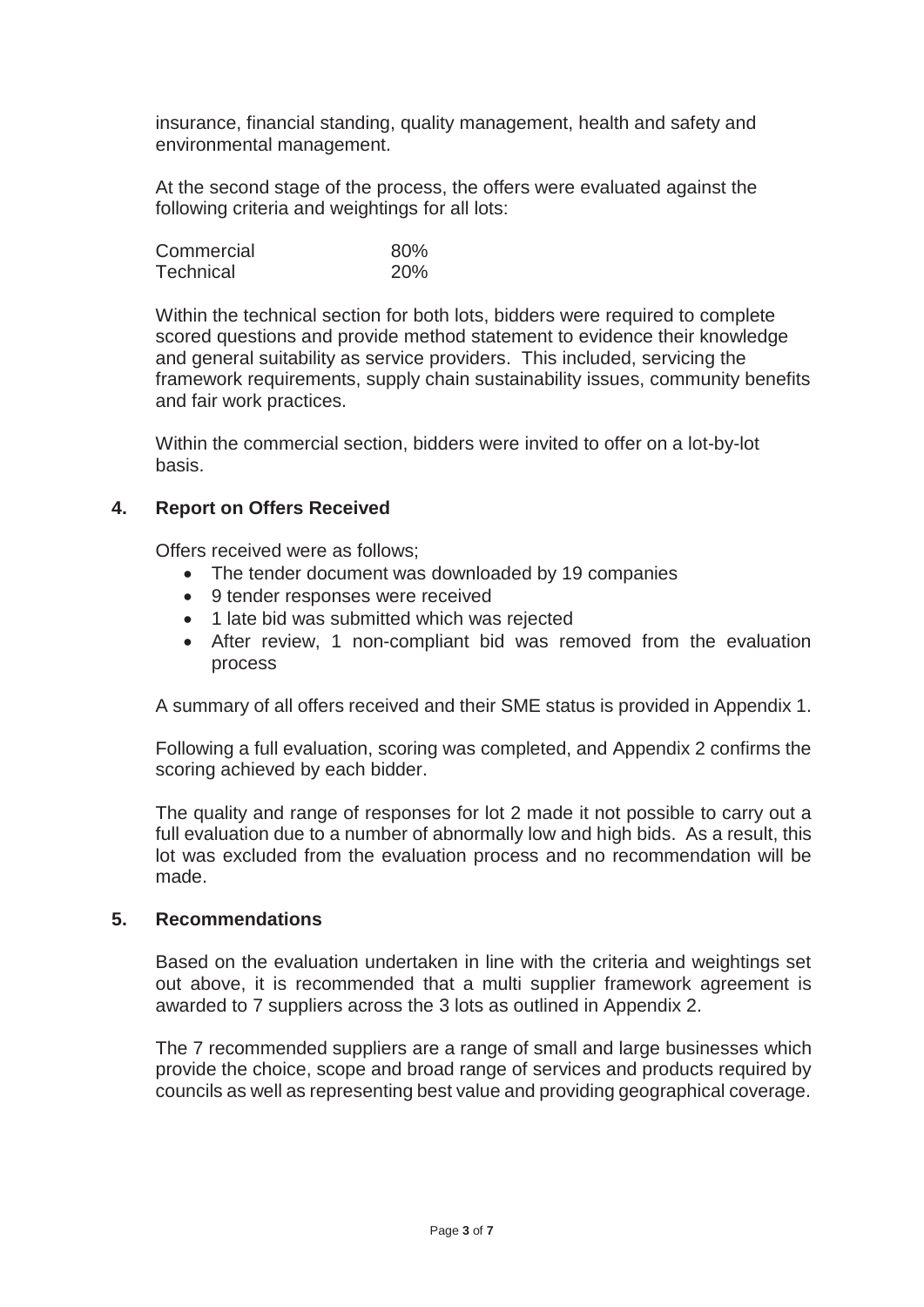insurance, financial standing, quality management, health and safety and environmental management.

At the second stage of the process, the offers were evaluated against the following criteria and weightings for all lots:

| Commercial | 80% |
| --- | --- |
| Technical | 20% |

Within the technical section for both lots, bidders were required to complete scored questions and provide method statement to evidence their knowledge and general suitability as service providers. This included, servicing the framework requirements, supply chain sustainability issues, community benefits and fair work practices.

Within the commercial section, bidders were invited to offer on a lot-by-lot basis.

## 4. Report on Offers Received

Offers received were as follows;

- The tender document was downloaded by 19 companies
- 9 tender responses were received
- 1 late bid was submitted which was rejected
- After review, 1 non-compliant bid was removed from the evaluation process

A summary of all offers received and their SME status is provided in Appendix 1.

Following a full evaluation, scoring was completed, and Appendix 2 confirms the scoring achieved by each bidder.

The quality and range of responses for lot 2 made it not possible to carry out a full evaluation due to a number of abnormally low and high bids. As a result, this lot was excluded from the evaluation process and no recommendation will be made.

## 5. Recommendations

Based on the evaluation undertaken in line with the criteria and weightings set out above, it is recommended that a multi supplier framework agreement is awarded to 7 suppliers across the 3 lots as outlined in Appendix 2.

The 7 recommended suppliers are a range of small and large businesses which provide the choice, scope and broad range of services and products required by councils as well as representing best value and providing geographical coverage.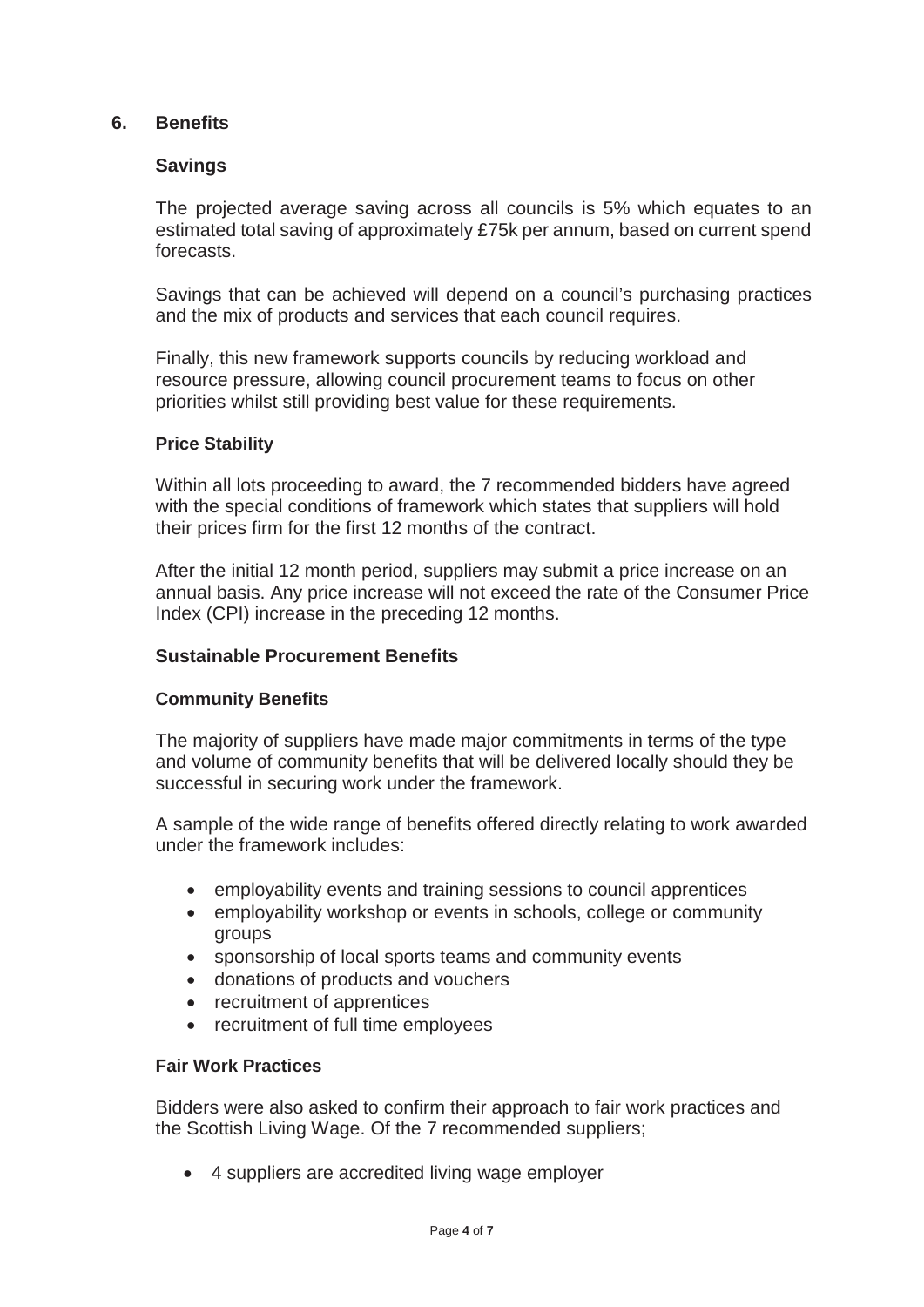## 6. Benefits

### Savings

The projected average saving across all councils is 5% which equates to an estimated total saving of approximately £75k per annum, based on current spend forecasts.

Savings that can be achieved will depend on a council's purchasing practices and the mix of products and services that each council requires.

Finally, this new framework supports councils by reducing workload and resource pressure, allowing council procurement teams to focus on other priorities whilst still providing best value for these requirements.

#### Price Stability

Within all lots proceeding to award, the 7 recommended bidders have agreed with the special conditions of framework which states that suppliers will hold their prices firm for the first 12 months of the contract.

After the initial 12 month period, suppliers may submit a price increase on an annual basis. Any price increase will not exceed the rate of the Consumer Price Index (CPI) increase in the preceding 12 months.

### Sustainable Procurement Benefits

#### Community Benefits

The majority of suppliers have made major commitments in terms of the type and volume of community benefits that will be delivered locally should they be successful in securing work under the framework.

A sample of the wide range of benefits offered directly relating to work awarded under the framework includes:

- employability events and training sessions to council apprentices
- employability workshop or events in schools, college or community groups
- sponsorship of local sports teams and community events
- donations of products and vouchers
- recruitment of apprentices
- recruitment of full time employees

#### Fair Work Practices

Bidders were also asked to confirm their approach to fair work practices and the Scottish Living Wage. Of the 7 recommended suppliers;

- 4 suppliers are accredited living wage employer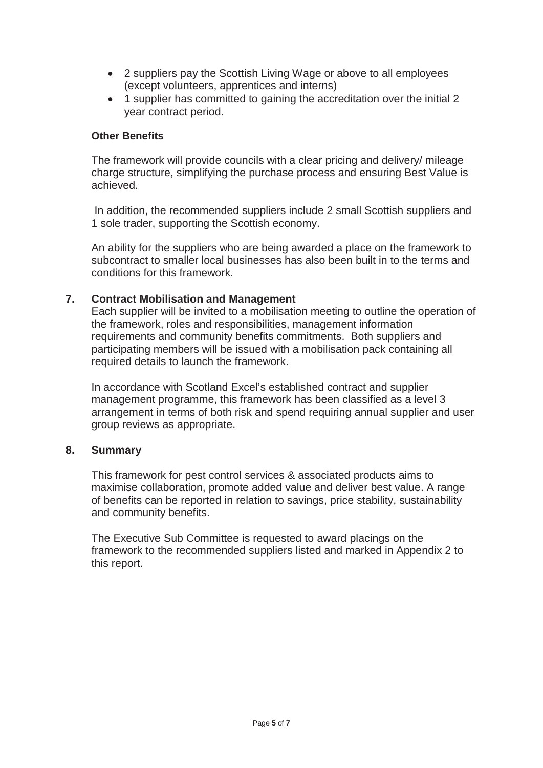- 2 suppliers pay the Scottish Living Wage or above to all employees (except volunteers, apprentices and interns)
- 1 supplier has committed to gaining the accreditation over the initial 2 year contract period.

**Other Benefits**

The framework will provide councils with a clear pricing and delivery/ mileage charge structure, simplifying the purchase process and ensuring Best Value is achieved.

In addition, the recommended suppliers include 2 small Scottish suppliers and 1 sole trader, supporting the Scottish economy.

An ability for the suppliers who are being awarded a place on the framework to subcontract to smaller local businesses has also been built in to the terms and conditions for this framework.

## 7. Contract Mobilisation and Management

Each supplier will be invited to a mobilisation meeting to outline the operation of the framework, roles and responsibilities, management information requirements and community benefits commitments. Both suppliers and participating members will be issued with a mobilisation pack containing all required details to launch the framework.

In accordance with Scotland Excel's established contract and supplier management programme, this framework has been classified as a level 3 arrangement in terms of both risk and spend requiring annual supplier and user group reviews as appropriate.

## 8. Summary

This framework for pest control services & associated products aims to maximise collaboration, promote added value and deliver best value. A range of benefits can be reported in relation to savings, price stability, sustainability and community benefits.

The Executive Sub Committee is requested to award placings on the framework to the recommended suppliers listed and marked in Appendix 2 to this report.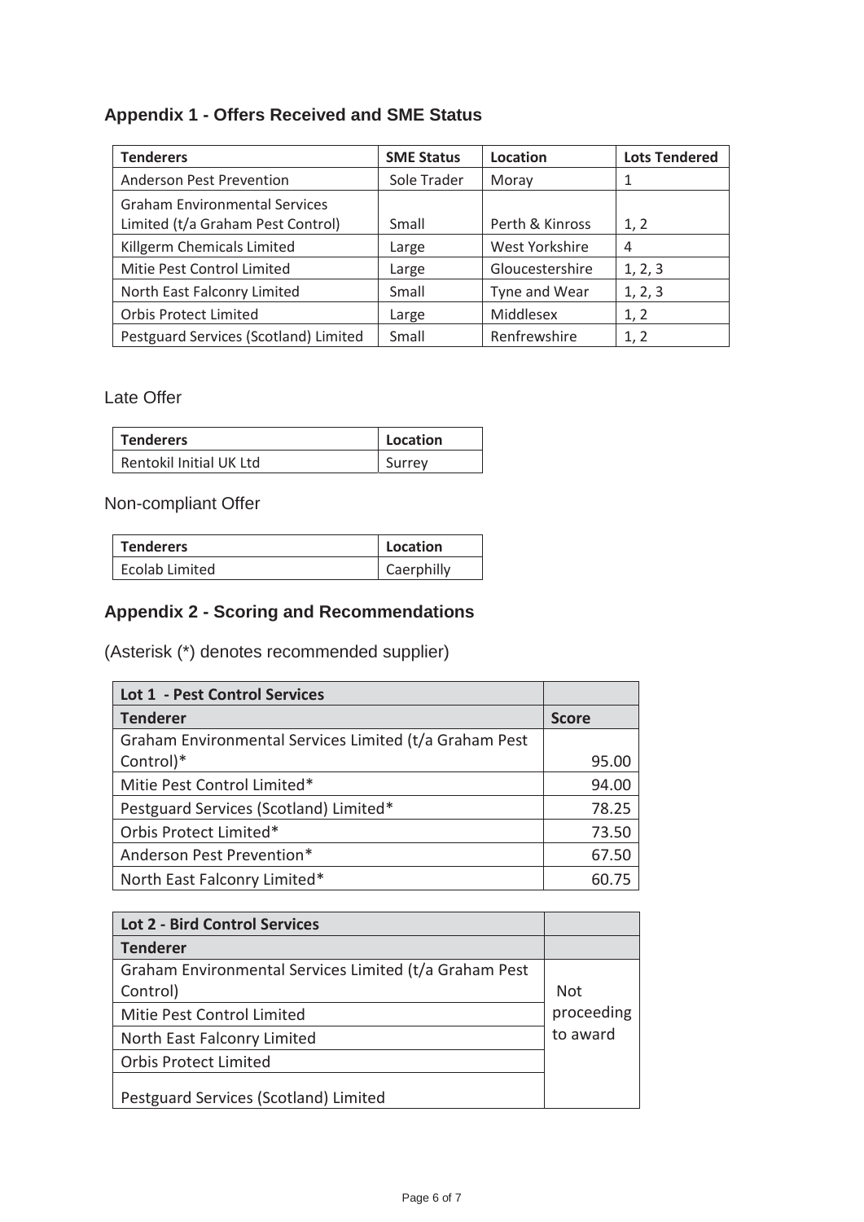## Appendix 1 - Offers Received and SME Status

| Tenderers | SME Status | Location | Lots Tendered |
|---|---|---|---|
| Anderson Pest Prevention | Sole Trader | Moray | 1 |
| Graham Environmental Services Limited (t/a Graham Pest Control) | Small | Perth & Kinross | 1, 2 |
| Killgerm Chemicals Limited | Large | West Yorkshire | 4 |
| Mitie Pest Control Limited | Large | Gloucestershire | 1, 2, 3 |
| North East Falconry Limited | Small | Tyne and Wear | 1, 2, 3 |
| Orbis Protect Limited | Large | Middlesex | 1, 2 |
| Pestguard Services (Scotland) Limited | Small | Renfrewshire | 1, 2 |

Late Offer

| Tenderers | Location |
|---|---|
| Rentokil Initial UK Ltd | Surrey |

Non-compliant Offer

| Tenderers | Location |
|---|---|
| Ecolab Limited | Caerphilly |

## Appendix 2 - Scoring and Recommendations

(Asterisk (*) denotes recommended supplier)

| Lot 1 - Pest Control Services | |
|---|---|
| **Tenderer** | **Score** |
| Graham Environmental Services Limited (t/a Graham Pest Control)* | 95.00 |
| Mitie Pest Control Limited* | 94.00 |
| Pestguard Services (Scotland) Limited* | 78.25 |
| Orbis Protect Limited* | 73.50 |
| Anderson Pest Prevention* | 67.50 |
| North East Falconry Limited* | 60.75 |

| Lot 2 - Bird Control Services | |
|---|---|
| **Tenderer** | |
| Graham Environmental Services Limited (t/a Graham Pest Control) | Not proceeding to award |
| Mitie Pest Control Limited | |
| North East Falconry Limited | |
| Orbis Protect Limited | |
| Pestguard Services (Scotland) Limited | |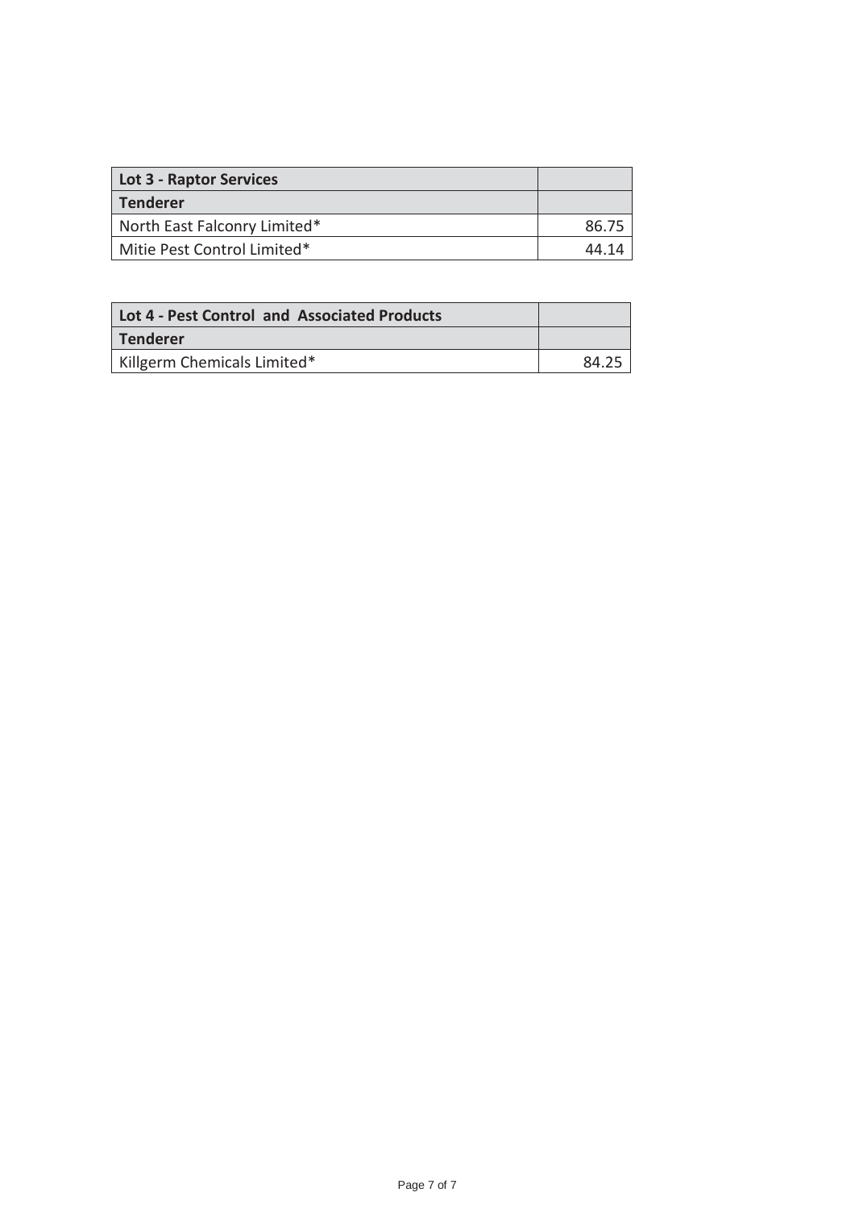| Lot 3 - Raptor Services | |
|---|---|
| **Tenderer** | |
| North East Falconry Limited* | 86.75 |
| Mitie Pest Control Limited* | 44.14 |

| Lot 4 - Pest Control and Associated Products | |
|---|---|
| **Tenderer** | |
| Killgerm Chemicals Limited* | 84.25 |